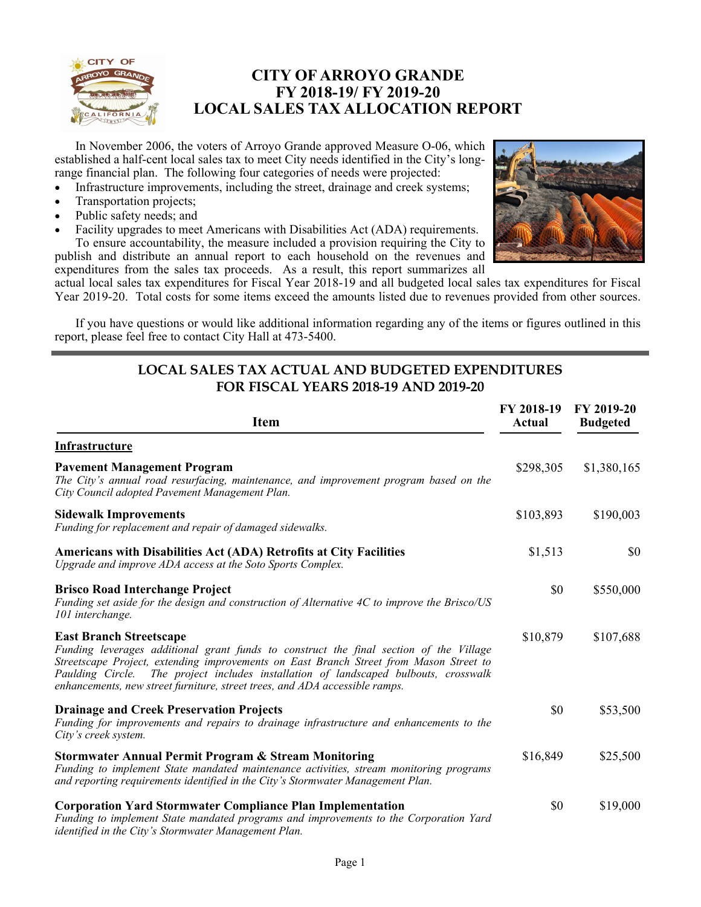# CITY OF ARROYO GRANDE
# FY 2018-19/ FY 2019-20
# LOCAL SALES TAX ALLOCATION REPORT

In November 2006, the voters of Arroyo Grande approved Measure O-06, which established a half-cent local sales tax to meet City needs identified in the City's long-range financial plan. The following four categories of needs were projected:

- Infrastructure improvements, including the street, drainage and creek systems;
- Transportation projects;
- Public safety needs; and
- Facility upgrades to meet Americans with Disabilities Act (ADA) requirements.

To ensure accountability, the measure included a provision requiring the City to publish and distribute an annual report to each household on the revenues and expenditures from the sales tax proceeds. As a result, this report summarizes all actual local sales tax expenditures for Fiscal Year 2018-19 and all budgeted local sales tax expenditures for Fiscal Year 2019-20. Total costs for some items exceed the amounts listed due to revenues provided from other sources.

If you have questions or would like additional information regarding any of the items or figures outlined in this report, please feel free to contact City Hall at 473-5400.

## LOCAL SALES TAX ACTUAL AND BUDGETED EXPENDITURES FOR FISCAL YEARS 2018-19 AND 2019-20

| Item | FY 2018-19 Actual | FY 2019-20 Budgeted |
|---|---|---|
| **Infrastructure** | | |
| **Pavement Management Program**<br>*The City's annual road resurfacing, maintenance, and improvement program based on the City Council adopted Pavement Management Plan.* | $298,305 | $1,380,165 |
| **Sidewalk Improvements**<br>*Funding for replacement and repair of damaged sidewalks.* | $103,893 | $190,003 |
| **Americans with Disabilities Act (ADA) Retrofits at City Facilities**<br>*Upgrade and improve ADA access at the Soto Sports Complex.* | $1,513 | $0 |
| **Brisco Road Interchange Project**<br>*Funding set aside for the design and construction of Alternative 4C to improve the Brisco/US 101 interchange.* | $0 | $550,000 |
| **East Branch Streetscape**<br>*Funding leverages additional grant funds to construct the final section of the Village Streetscape Project, extending improvements on East Branch Street from Mason Street to Paulding Circle. The project includes installation of landscaped bulbouts, crosswalk enhancements, new street furniture, street trees, and ADA accessible ramps.* | $10,879 | $107,688 |
| **Drainage and Creek Preservation Projects**<br>*Funding for improvements and repairs to drainage infrastructure and enhancements to the City's creek system.* | $0 | $53,500 |
| **Stormwater Annual Permit Program & Stream Monitoring**<br>*Funding to implement State mandated maintenance activities, stream monitoring programs and reporting requirements identified in the City's Stormwater Management Plan.* | $16,849 | $25,500 |
| **Corporation Yard Stormwater Compliance Plan Implementation**<br>*Funding to implement State mandated programs and improvements to the Corporation Yard identified in the City's Stormwater Management Plan.* | $0 | $19,000 |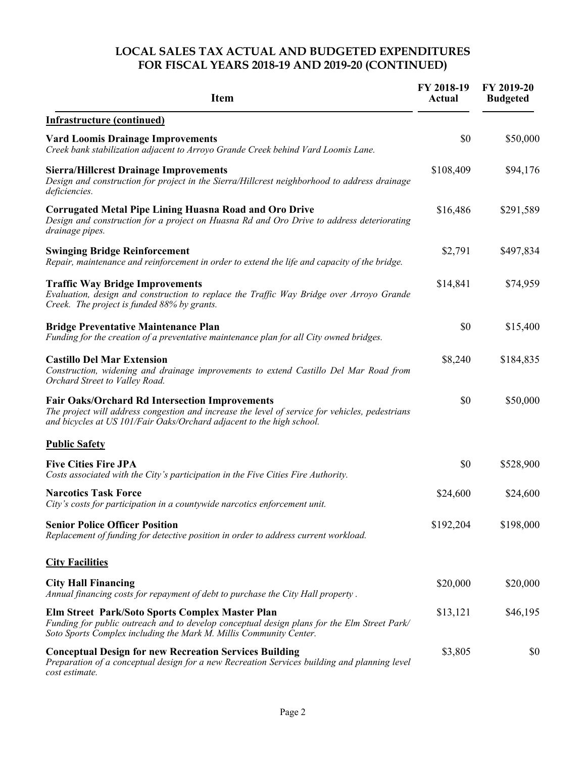# LOCAL SALES TAX ACTUAL AND BUDGETED EXPENDITURES FOR FISCAL YEARS 2018-19 AND 2019-20 (CONTINUED)

| Item | FY 2018-19 Actual | FY 2019-20 Budgeted |
|---|---|---|
| **Infrastructure (continued)** | | |
| **Vard Loomis Drainage Improvements**<br>*Creek bank stabilization adjacent to Arroyo Grande Creek behind Vard Loomis Lane.* | $0 | $50,000 |
| **Sierra/Hillcrest Drainage Improvements**<br>*Design and construction for project in the Sierra/Hillcrest neighborhood to address drainage deficiencies.* | $108,409 | $94,176 |
| **Corrugated Metal Pipe Lining Huasna Road and Oro Drive**<br>*Design and construction for a project on Huasna Rd and Oro Drive to address deteriorating drainage pipes.* | $16,486 | $291,589 |
| **Swinging Bridge Reinforcement**<br>*Repair, maintenance and reinforcement in order to extend the life and capacity of the bridge.* | $2,791 | $497,834 |
| **Traffic Way Bridge Improvements**<br>*Evaluation, design and construction to replace the Traffic Way Bridge over Arroyo Grande Creek. The project is funded 88% by grants.* | $14,841 | $74,959 |
| **Bridge Preventative Maintenance Plan**<br>*Funding for the creation of a preventative maintenance plan for all City owned bridges.* | $0 | $15,400 |
| **Castillo Del Mar Extension**<br>*Construction, widening and drainage improvements to extend Castillo Del Mar Road from Orchard Street to Valley Road.* | $8,240 | $184,835 |
| **Fair Oaks/Orchard Rd Intersection Improvements**<br>*The project will address congestion and increase the level of service for vehicles, pedestrians and bicycles at US 101/Fair Oaks/Orchard adjacent to the high school.* | $0 | $50,000 |
| **Public Safety** | | |
| **Five Cities Fire JPA**<br>*Costs associated with the City's participation in the Five Cities Fire Authority.* | $0 | $528,900 |
| **Narcotics Task Force**<br>*City's costs for participation in a countywide narcotics enforcement unit.* | $24,600 | $24,600 |
| **Senior Police Officer Position**<br>*Replacement of funding for detective position in order to address current workload.* | $192,204 | $198,000 |
| **City Facilities** | | |
| **City Hall Financing**<br>*Annual financing costs for repayment of debt to purchase the City Hall property .* | $20,000 | $20,000 |
| **Elm Street Park/Soto Sports Complex Master Plan**<br>*Funding for public outreach and to develop conceptual design plans for the Elm Street Park/ Soto Sports Complex including the Mark M. Millis Community Center.* | $13,121 | $46,195 |
| **Conceptual Design for new Recreation Services Building**<br>*Preparation of a conceptual design for a new Recreation Services building and planning level cost estimate.* | $3,805 | $0 |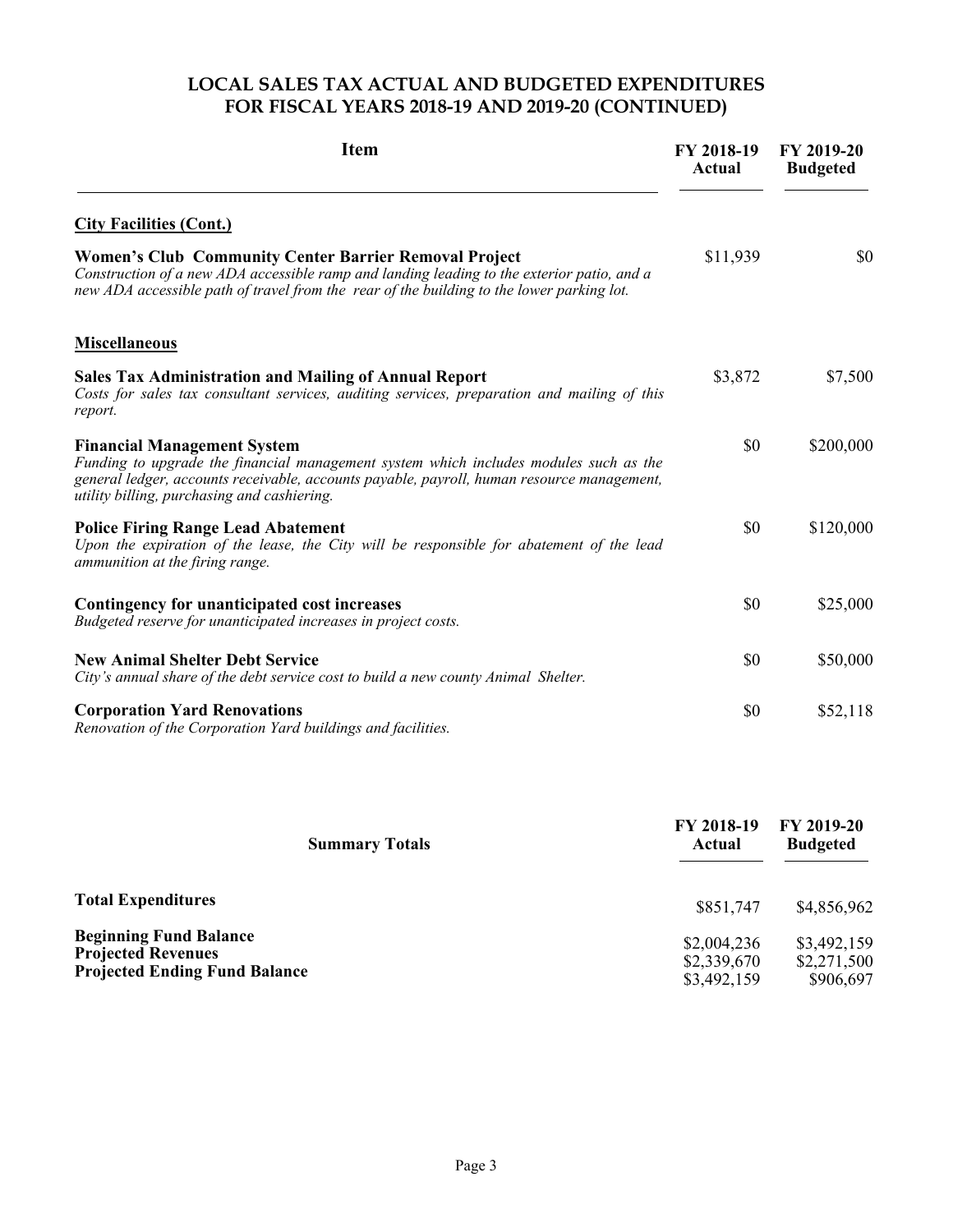# LOCAL SALES TAX ACTUAL AND BUDGETED EXPENDITURES FOR FISCAL YEARS 2018-19 AND 2019-20 (CONTINUED)

| Item | FY 2018-19 Actual | FY 2019-20 Budgeted |
|---|---|---|
| **City Facilities (Cont.)** | | |
| **Women's Club Community Center Barrier Removal Project**<br>*Construction of a new ADA accessible ramp and landing leading to the exterior patio, and a new ADA accessible path of travel from the rear of the building to the lower parking lot.* | $11,939 | $0 |
| **Miscellaneous** | | |
| **Sales Tax Administration and Mailing of Annual Report**<br>*Costs for sales tax consultant services, auditing services, preparation and mailing of this report.* | $3,872 | $7,500 |
| **Financial Management System**<br>*Funding to upgrade the financial management system which includes modules such as the general ledger, accounts receivable, accounts payable, payroll, human resource management, utility billing, purchasing and cashiering.* | $0 | $200,000 |
| **Police Firing Range Lead Abatement**<br>*Upon the expiration of the lease, the City will be responsible for abatement of the lead ammunition at the firing range.* | $0 | $120,000 |
| **Contingency for unanticipated cost increases**<br>*Budgeted reserve for unanticipated increases in project costs.* | $0 | $25,000 |
| **New Animal Shelter Debt Service**<br>*City's annual share of the debt service cost to build a new county Animal Shelter.* | $0 | $50,000 |
| **Corporation Yard Renovations**<br>*Renovation of the Corporation Yard buildings and facilities.* | $0 | $52,118 |

| Summary Totals | FY 2018-19 Actual | FY 2019-20 Budgeted |
|---|---|---|
| **Total Expenditures** | $851,747 | $4,856,962 |
| **Beginning Fund Balance** | $2,004,236 | $3,492,159 |
| **Projected Revenues** | $2,339,670 | $2,271,500 |
| **Projected Ending Fund Balance** | $3,492,159 | $906,697 |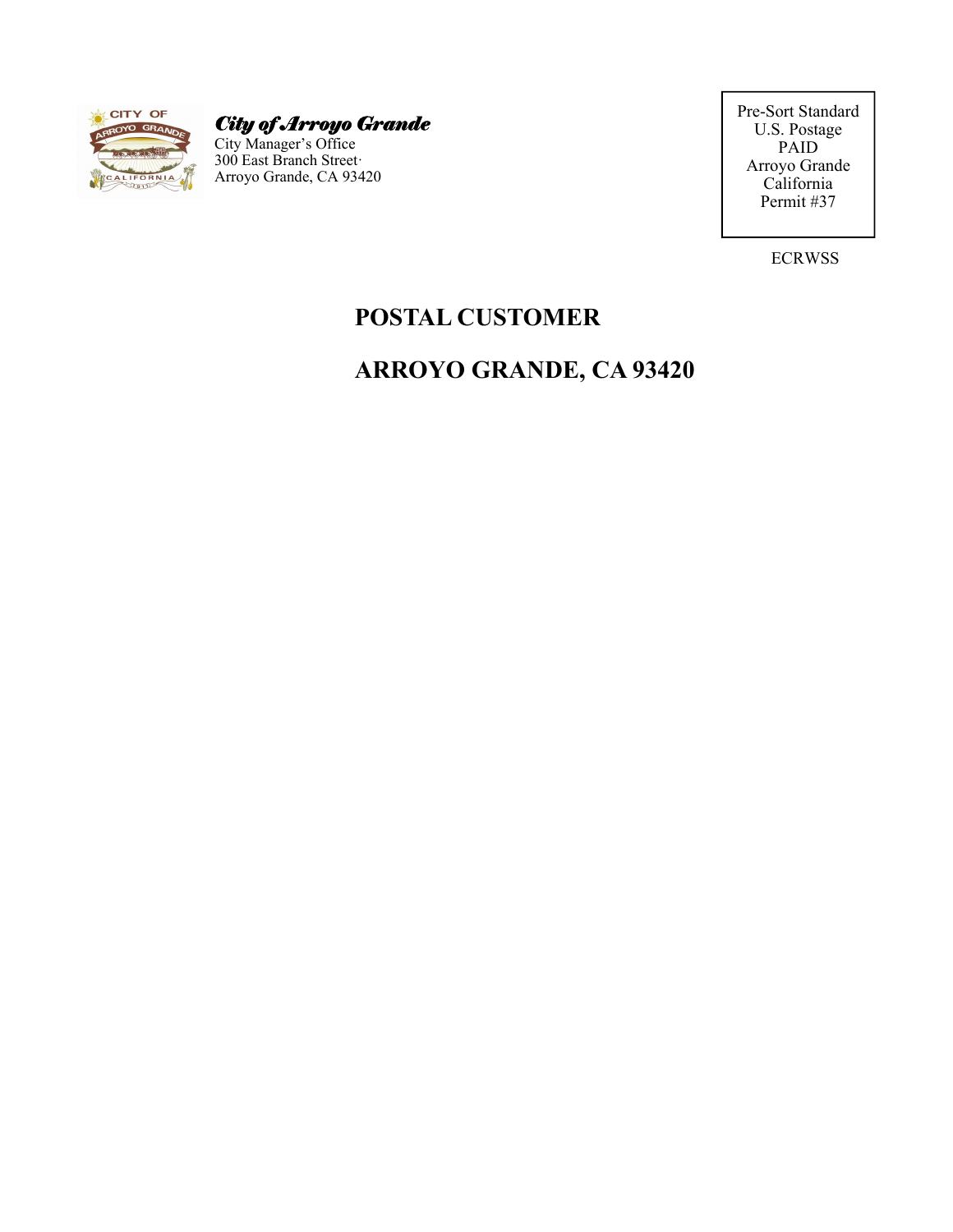***City of Arroyo Grande***
City Manager's Office
300 East Branch Street·
Arroyo Grande, CA 93420

Pre-Sort Standard
U.S. Postage
PAID
Arroyo Grande
California
Permit #37

ECRWSS

**POSTAL CUSTOMER**

**ARROYO GRANDE, CA 93420**